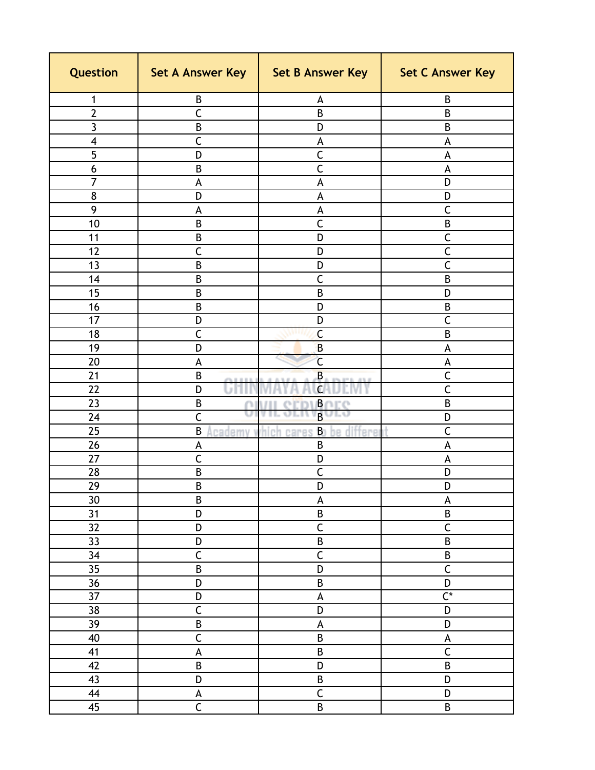| Question | Set A Answer Key | Set B Answer Key | Set C Answer Key |
| --- | --- | --- | --- |
| 1 | B | A | B |
| 2 | C | B | B |
| 3 | B | D | B |
| 4 | C | A | A |
| 5 | D | C | A |
| 6 | B | C | A |
| 7 | A | A | D |
| 8 | D | A | D |
| 9 | A | A | C |
| 10 | B | C | B |
| 11 | B | D | C |
| 12 | C | D | C |
| 13 | B | D | C |
| 14 | B | C | B |
| 15 | B | B | D |
| 16 | B | D | B |
| 17 | D | D | C |
| 18 | C | C | B |
| 19 | D | B | A |
| 20 | A | C | A |
| 21 | B | B | C |
| 22 | D | C | C |
| 23 | B | B | B |
| 24 | C | B | D |
| 25 | B | B | C |
| 26 | A | B | A |
| 27 | C | D | A |
| 28 | B | C | D |
| 29 | B | D | D |
| 30 | B | A | A |
| 31 | D | B | B |
| 32 | D | C | C |
| 33 | D | B | B |
| 34 | C | C | B |
| 35 | B | D | C |
| 36 | D | B | D |
| 37 | D | A | C* |
| 38 | C | D | D |
| 39 | B | A | D |
| 40 | C | B | A |
| 41 | A | B | C |
| 42 | B | D | B |
| 43 | D | B | D |
| 44 | A | C | D |
| 45 | C | B | B |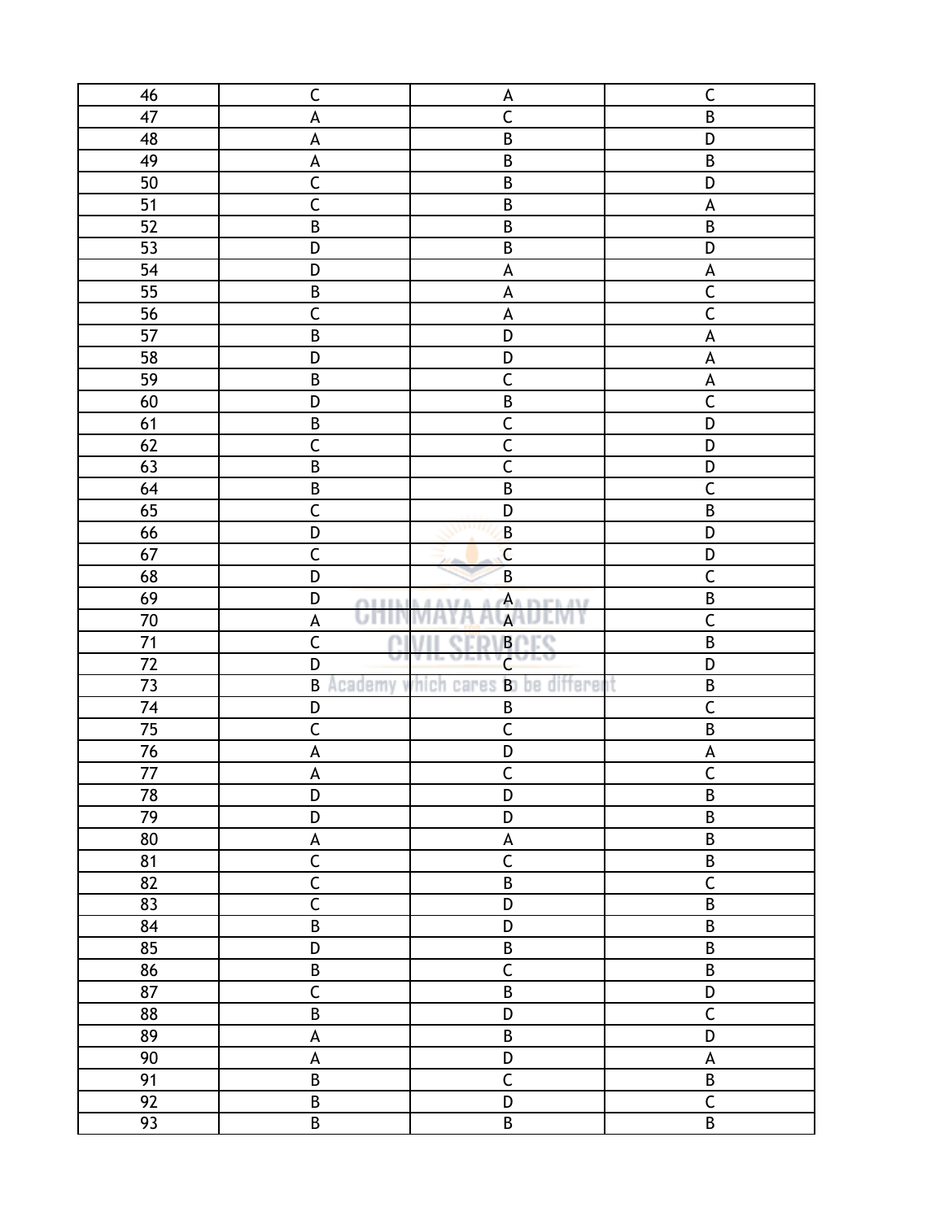| 46 | C | A | C |
|---|---|---|---|
| 47 | A | C | B |
| 48 | A | B | D |
| 49 | A | B | B |
| 50 | C | B | D |
| 51 | C | B | A |
| 52 | B | B | B |
| 53 | D | B | D |
| 54 | D | A | A |
| 55 | B | A | C |
| 56 | C | A | C |
| 57 | B | D | A |
| 58 | D | D | A |
| 59 | B | C | A |
| 60 | D | B | C |
| 61 | B | C | D |
| 62 | C | C | D |
| 63 | B | C | D |
| 64 | B | B | C |
| 65 | C | D | B |
| 66 | D | B | D |
| 67 | C | C | D |
| 68 | D | B | C |
| 69 | D | A | B |
| 70 | A | A | C |
| 71 | C | B | B |
| 72 | D | C | D |
| 73 | B | B | B |
| 74 | D | B | C |
| 75 | C | C | B |
| 76 | A | D | A |
| 77 | A | C | C |
| 78 | D | D | B |
| 79 | D | D | B |
| 80 | A | A | B |
| 81 | C | C | B |
| 82 | C | B | C |
| 83 | C | D | B |
| 84 | B | D | B |
| 85 | D | B | B |
| 86 | B | C | B |
| 87 | C | B | D |
| 88 | B | D | C |
| 89 | A | B | D |
| 90 | A | D | A |
| 91 | B | C | B |
| 92 | B | D | C |
| 93 | B | B | B |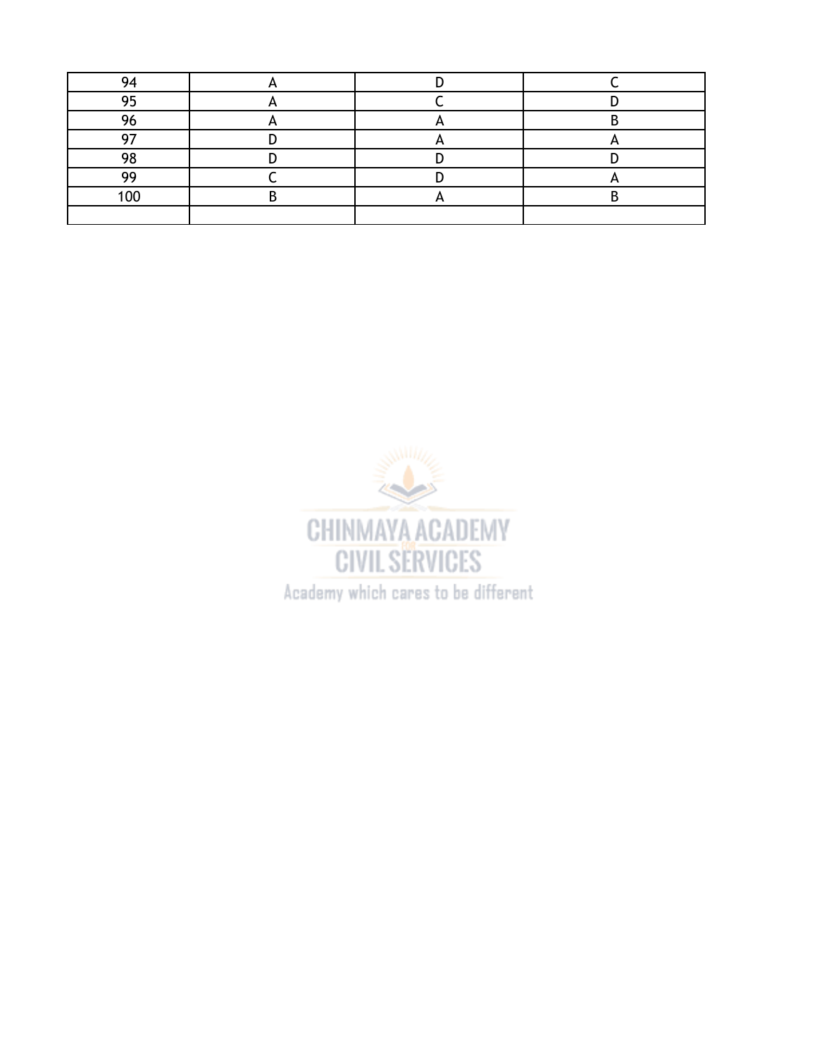| | | | |
|---|---|---|---|
| 94 | A | D | C |
| 95 | A | C | D |
| 96 | A | A | B |
| 97 | D | A | A |
| 98 | D | D | D |
| 99 | C | D | A |
| 100 | B | A | B |
| | | | |